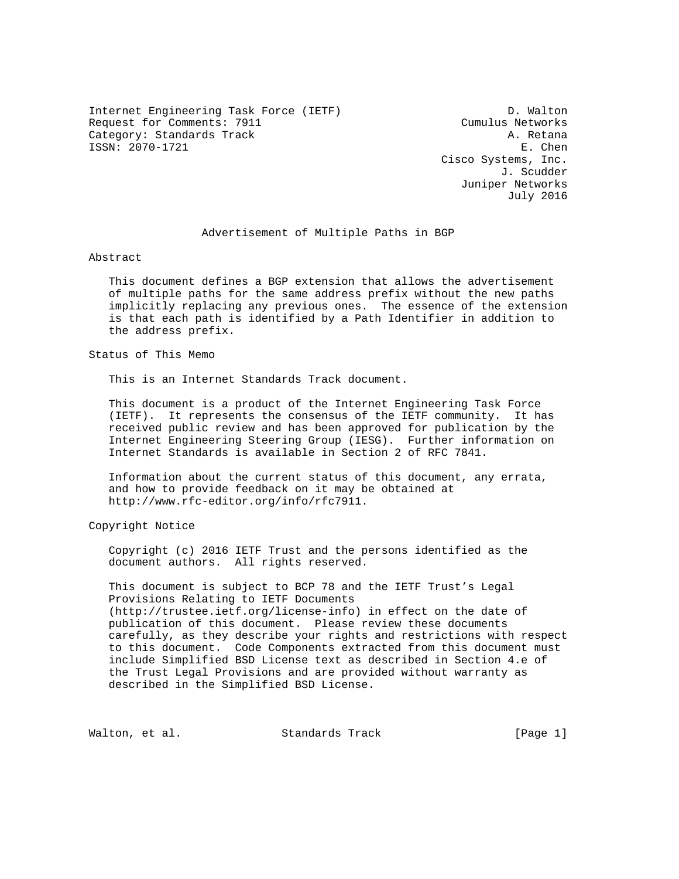Internet Engineering Task Force (IETF)  
Request for Comments: 7911  
Category: Standards Track  
ISSN: 2070-1721

D. Walton  
Cumulus Networks  
A. Retana  
E. Chen  
Cisco Systems, Inc.  
J. Scudder  
Juniper Networks  
July 2016

# Advertisement of Multiple Paths in BGP

## Abstract

This document defines a BGP extension that allows the advertisement of multiple paths for the same address prefix without the new paths implicitly replacing any previous ones. The essence of the extension is that each path is identified by a Path Identifier in addition to the address prefix.

## Status of This Memo

This is an Internet Standards Track document.

This document is a product of the Internet Engineering Task Force (IETF). It represents the consensus of the IETF community. It has received public review and has been approved for publication by the Internet Engineering Steering Group (IESG). Further information on Internet Standards is available in Section 2 of RFC 7841.

Information about the current status of this document, any errata, and how to provide feedback on it may be obtained at http://www.rfc-editor.org/info/rfc7911.

## Copyright Notice

Copyright (c) 2016 IETF Trust and the persons identified as the document authors. All rights reserved.

This document is subject to BCP 78 and the IETF Trust's Legal Provisions Relating to IETF Documents (http://trustee.ietf.org/license-info) in effect on the date of publication of this document. Please review these documents carefully, as they describe your rights and restrictions with respect to this document. Code Components extracted from this document must include Simplified BSD License text as described in Section 4.e of the Trust Legal Provisions and are provided without warranty as described in the Simplified BSD License.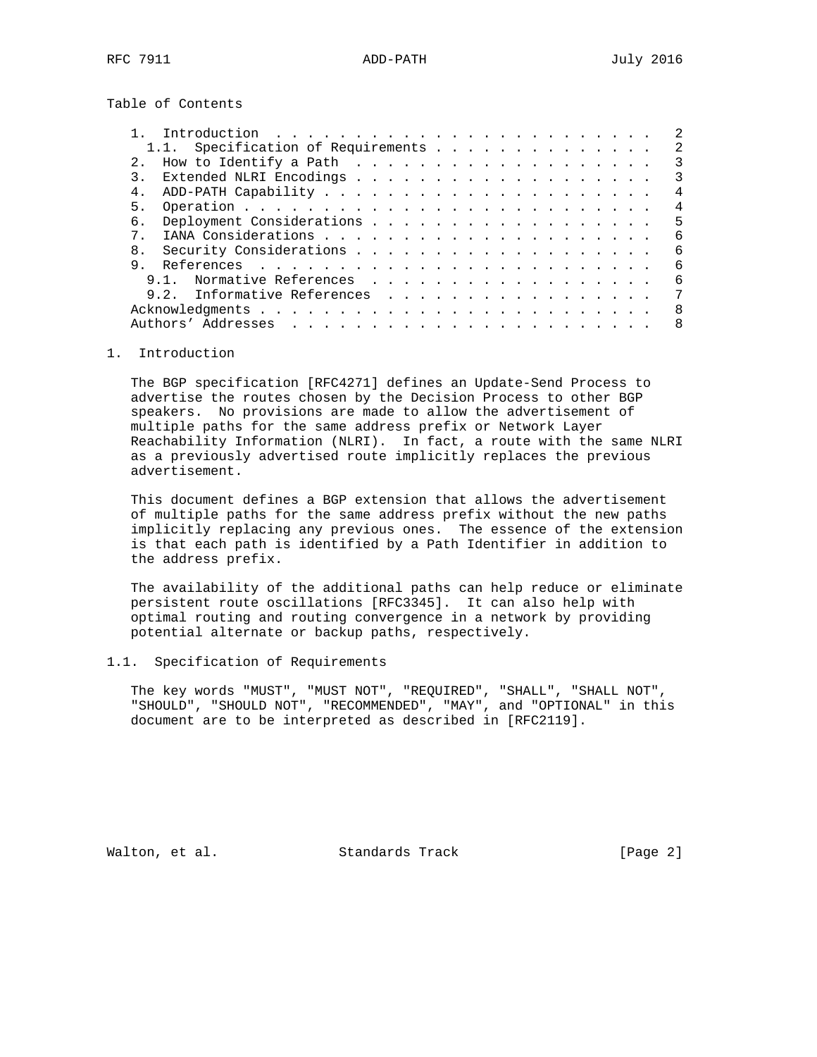## Table of Contents

- 1. Introduction . . . . . . . . . . . . . . . . . . . . . . . . . 2
  - 1.1. Specification of Requirements . . . . . . . . . . . . . . . 2
- 2. How to Identify a Path . . . . . . . . . . . . . . . . . . . . 3
- 3. Extended NLRI Encodings . . . . . . . . . . . . . . . . . . . . 3
- 4. ADD-PATH Capability . . . . . . . . . . . . . . . . . . . . . . 4
- 5. Operation . . . . . . . . . . . . . . . . . . . . . . . . . . . 4
- 6. Deployment Considerations . . . . . . . . . . . . . . . . . . . 5
- 7. IANA Considerations . . . . . . . . . . . . . . . . . . . . . . 6
- 8. Security Considerations . . . . . . . . . . . . . . . . . . . . 6
- 9. References . . . . . . . . . . . . . . . . . . . . . . . . . . 6
  - 9.1. Normative References . . . . . . . . . . . . . . . . . . . 6
  - 9.2. Informative References . . . . . . . . . . . . . . . . . . 7
- Acknowledgments . . . . . . . . . . . . . . . . . . . . . . . . . . 8
- Authors' Addresses . . . . . . . . . . . . . . . . . . . . . . . . 8

## 1. Introduction

The BGP specification [RFC4271] defines an Update-Send Process to advertise the routes chosen by the Decision Process to other BGP speakers. No provisions are made to allow the advertisement of multiple paths for the same address prefix or Network Layer Reachability Information (NLRI). In fact, a route with the same NLRI as a previously advertised route implicitly replaces the previous advertisement.

This document defines a BGP extension that allows the advertisement of multiple paths for the same address prefix without the new paths implicitly replacing any previous ones. The essence of the extension is that each path is identified by a Path Identifier in addition to the address prefix.

The availability of the additional paths can help reduce or eliminate persistent route oscillations [RFC3345]. It can also help with optimal routing and routing convergence in a network by providing potential alternate or backup paths, respectively.

### 1.1. Specification of Requirements

The key words "MUST", "MUST NOT", "REQUIRED", "SHALL", "SHALL NOT", "SHOULD", "SHOULD NOT", "RECOMMENDED", "MAY", and "OPTIONAL" in this document are to be interpreted as described in [RFC2119].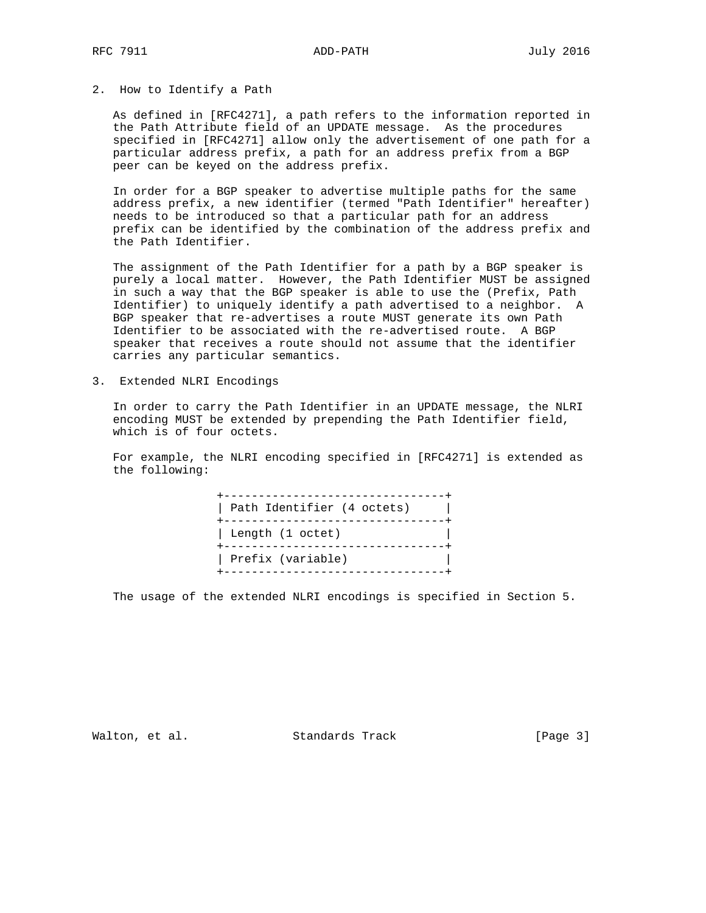## 2. How to Identify a Path

As defined in [RFC4271], a path refers to the information reported in the Path Attribute field of an UPDATE message. As the procedures specified in [RFC4271] allow only the advertisement of one path for a particular address prefix, a path for an address prefix from a BGP peer can be keyed on the address prefix.

In order for a BGP speaker to advertise multiple paths for the same address prefix, a new identifier (termed "Path Identifier" hereafter) needs to be introduced so that a particular path for an address prefix can be identified by the combination of the address prefix and the Path Identifier.

The assignment of the Path Identifier for a path by a BGP speaker is purely a local matter. However, the Path Identifier MUST be assigned in such a way that the BGP speaker is able to use the (Prefix, Path Identifier) to uniquely identify a path advertised to a neighbor. A BGP speaker that re-advertises a route MUST generate its own Path Identifier to be associated with the re-advertised route. A BGP speaker that receives a route should not assume that the identifier carries any particular semantics.

## 3. Extended NLRI Encodings

In order to carry the Path Identifier in an UPDATE message, the NLRI encoding MUST be extended by prepending the Path Identifier field, which is of four octets.

For example, the NLRI encoding specified in [RFC4271] is extended as the following:

```
+--------------------------------+
| Path Identifier (4 octets)     |
+--------------------------------+
| Length (1 octet)               |
+--------------------------------+
| Prefix (variable)              |
+--------------------------------+
```

The usage of the extended NLRI encodings is specified in Section 5.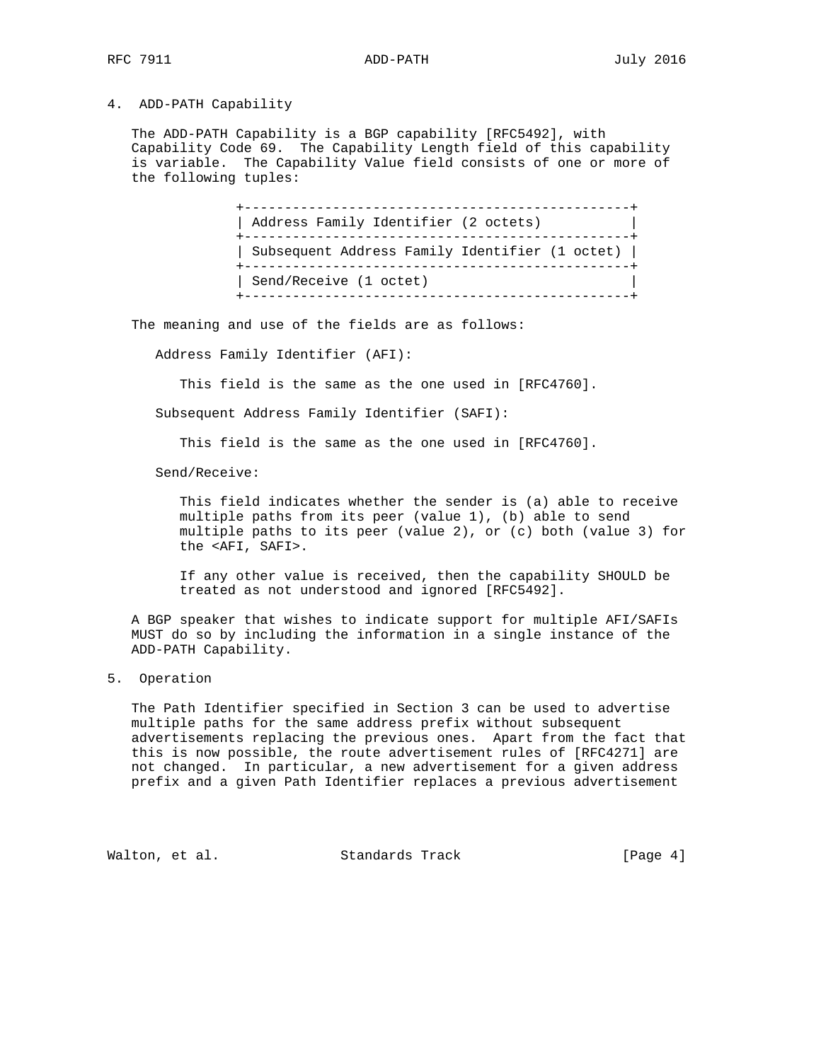## 4. ADD-PATH Capability

The ADD-PATH Capability is a BGP capability [RFC5492], with Capability Code 69. The Capability Length field of this capability is variable. The Capability Value field consists of one or more of the following tuples:

```
+------------------------------------------------+
| Address Family Identifier (2 octets)           |
+------------------------------------------------+
| Subsequent Address Family Identifier (1 octet) |
+------------------------------------------------+
| Send/Receive (1 octet)                         |
+------------------------------------------------+
```

The meaning and use of the fields are as follows:

Address Family Identifier (AFI):

This field is the same as the one used in [RFC4760].

Subsequent Address Family Identifier (SAFI):

This field is the same as the one used in [RFC4760].

Send/Receive:

This field indicates whether the sender is (a) able to receive multiple paths from its peer (value 1), (b) able to send multiple paths to its peer (value 2), or (c) both (value 3) for the <AFI, SAFI>.

If any other value is received, then the capability SHOULD be treated as not understood and ignored [RFC5492].

A BGP speaker that wishes to indicate support for multiple AFI/SAFIs MUST do so by including the information in a single instance of the ADD-PATH Capability.

## 5. Operation

The Path Identifier specified in Section 3 can be used to advertise multiple paths for the same address prefix without subsequent advertisements replacing the previous ones. Apart from the fact that this is now possible, the route advertisement rules of [RFC4271] are not changed. In particular, a new advertisement for a given address prefix and a given Path Identifier replaces a previous advertisement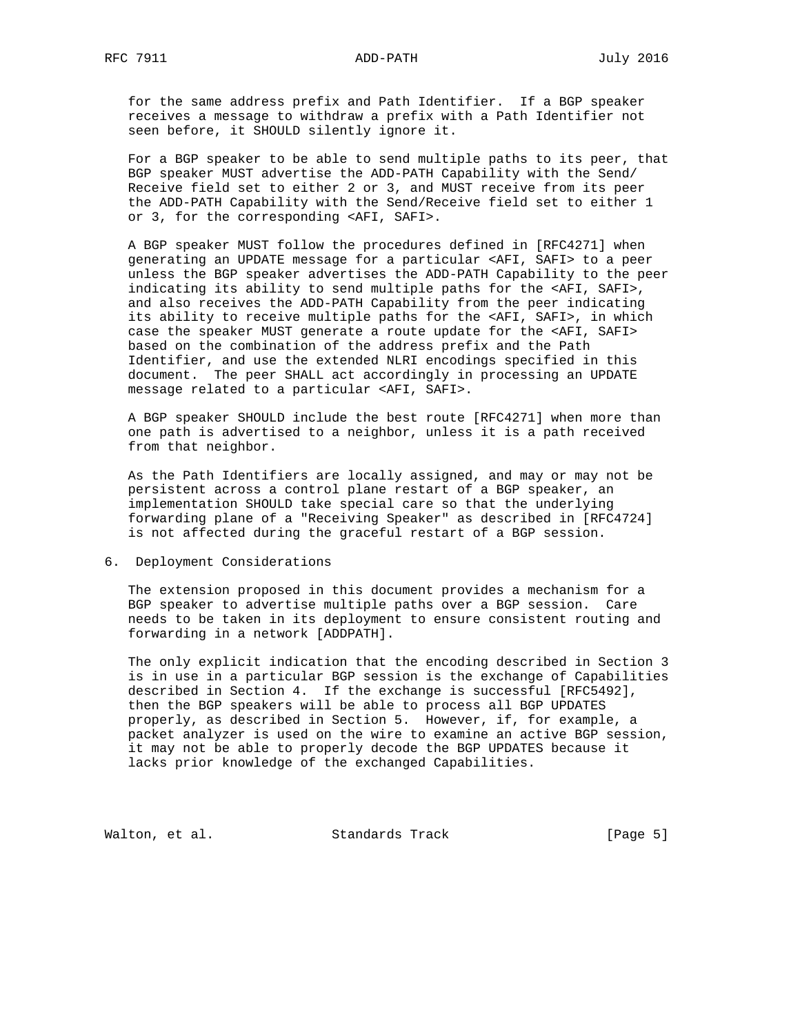for the same address prefix and Path Identifier. If a BGP speaker receives a message to withdraw a prefix with a Path Identifier not seen before, it SHOULD silently ignore it.

For a BGP speaker to be able to send multiple paths to its peer, that BGP speaker MUST advertise the ADD-PATH Capability with the Send/Receive field set to either 2 or 3, and MUST receive from its peer the ADD-PATH Capability with the Send/Receive field set to either 1 or 3, for the corresponding <AFI, SAFI>.

A BGP speaker MUST follow the procedures defined in [RFC4271] when generating an UPDATE message for a particular <AFI, SAFI> to a peer unless the BGP speaker advertises the ADD-PATH Capability to the peer indicating its ability to send multiple paths for the <AFI, SAFI>, and also receives the ADD-PATH Capability from the peer indicating its ability to receive multiple paths for the <AFI, SAFI>, in which case the speaker MUST generate a route update for the <AFI, SAFI> based on the combination of the address prefix and the Path Identifier, and use the extended NLRI encodings specified in this document. The peer SHALL act accordingly in processing an UPDATE message related to a particular <AFI, SAFI>.

A BGP speaker SHOULD include the best route [RFC4271] when more than one path is advertised to a neighbor, unless it is a path received from that neighbor.

As the Path Identifiers are locally assigned, and may or may not be persistent across a control plane restart of a BGP speaker, an implementation SHOULD take special care so that the underlying forwarding plane of a "Receiving Speaker" as described in [RFC4724] is not affected during the graceful restart of a BGP session.

## 6. Deployment Considerations

The extension proposed in this document provides a mechanism for a BGP speaker to advertise multiple paths over a BGP session. Care needs to be taken in its deployment to ensure consistent routing and forwarding in a network [ADDPATH].

The only explicit indication that the encoding described in Section 3 is in use in a particular BGP session is the exchange of Capabilities described in Section 4. If the exchange is successful [RFC5492], then the BGP speakers will be able to process all BGP UPDATES properly, as described in Section 5. However, if, for example, a packet analyzer is used on the wire to examine an active BGP session, it may not be able to properly decode the BGP UPDATES because it lacks prior knowledge of the exchanged Capabilities.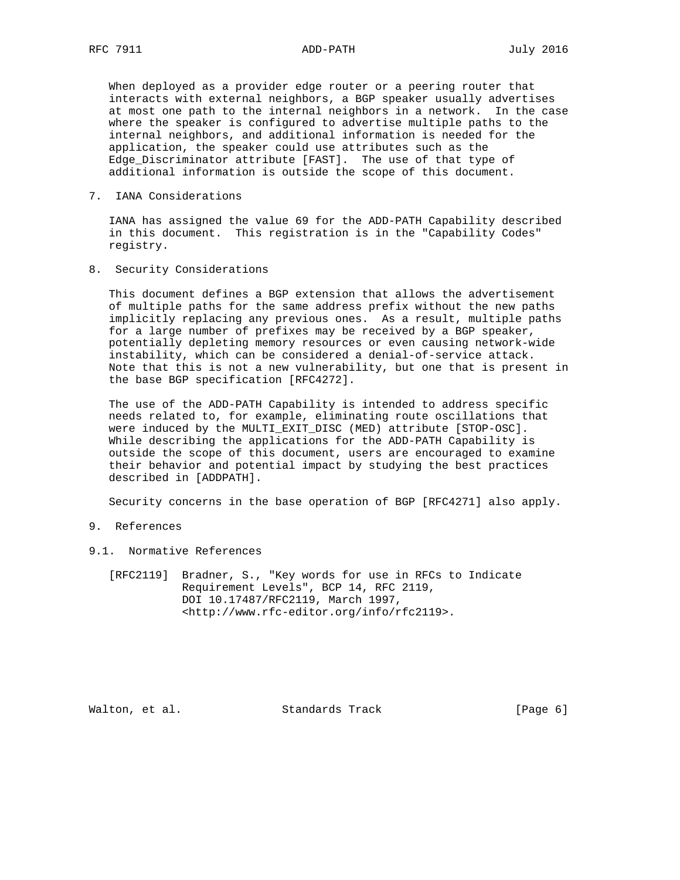When deployed as a provider edge router or a peering router that interacts with external neighbors, a BGP speaker usually advertises at most one path to the internal neighbors in a network. In the case where the speaker is configured to advertise multiple paths to the internal neighbors, and additional information is needed for the application, the speaker could use attributes such as the Edge_Discriminator attribute [FAST]. The use of that type of additional information is outside the scope of this document.

## 7. IANA Considerations

IANA has assigned the value 69 for the ADD-PATH Capability described in this document. This registration is in the "Capability Codes" registry.

## 8. Security Considerations

This document defines a BGP extension that allows the advertisement of multiple paths for the same address prefix without the new paths implicitly replacing any previous ones. As a result, multiple paths for a large number of prefixes may be received by a BGP speaker, potentially depleting memory resources or even causing network-wide instability, which can be considered a denial-of-service attack. Note that this is not a new vulnerability, but one that is present in the base BGP specification [RFC4272].

The use of the ADD-PATH Capability is intended to address specific needs related to, for example, eliminating route oscillations that were induced by the MULTI_EXIT_DISC (MED) attribute [STOP-OSC]. While describing the applications for the ADD-PATH Capability is outside the scope of this document, users are encouraged to examine their behavior and potential impact by studying the best practices described in [ADDPATH].

Security concerns in the base operation of BGP [RFC4271] also apply.

## 9. References

### 9.1. Normative References

[RFC2119] Bradner, S., "Key words for use in RFCs to Indicate Requirement Levels", BCP 14, RFC 2119, DOI 10.17487/RFC2119, March 1997, <http://www.rfc-editor.org/info/rfc2119>.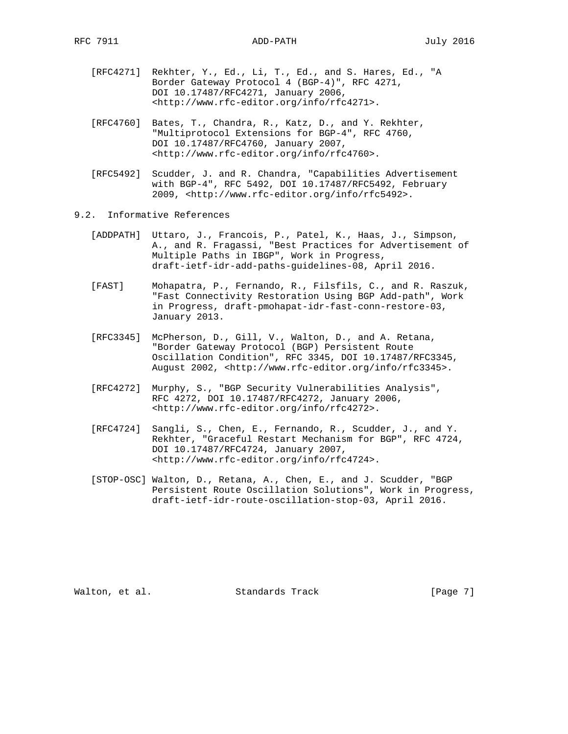[RFC4271] Rekhter, Y., Ed., Li, T., Ed., and S. Hares, Ed., "A Border Gateway Protocol 4 (BGP-4)", RFC 4271, DOI 10.17487/RFC4271, January 2006, <http://www.rfc-editor.org/info/rfc4271>.

[RFC4760] Bates, T., Chandra, R., Katz, D., and Y. Rekhter, "Multiprotocol Extensions for BGP-4", RFC 4760, DOI 10.17487/RFC4760, January 2007, <http://www.rfc-editor.org/info/rfc4760>.

[RFC5492] Scudder, J. and R. Chandra, "Capabilities Advertisement with BGP-4", RFC 5492, DOI 10.17487/RFC5492, February 2009, <http://www.rfc-editor.org/info/rfc5492>.

## 9.2. Informative References

[ADDPATH] Uttaro, J., Francois, P., Patel, K., Haas, J., Simpson, A., and R. Fragassi, "Best Practices for Advertisement of Multiple Paths in IBGP", Work in Progress, draft-ietf-idr-add-paths-guidelines-08, April 2016.

[FAST] Mohapatra, P., Fernando, R., Filsfils, C., and R. Raszuk, "Fast Connectivity Restoration Using BGP Add-path", Work in Progress, draft-pmohapat-idr-fast-conn-restore-03, January 2013.

[RFC3345] McPherson, D., Gill, V., Walton, D., and A. Retana, "Border Gateway Protocol (BGP) Persistent Route Oscillation Condition", RFC 3345, DOI 10.17487/RFC3345, August 2002, <http://www.rfc-editor.org/info/rfc3345>.

[RFC4272] Murphy, S., "BGP Security Vulnerabilities Analysis", RFC 4272, DOI 10.17487/RFC4272, January 2006, <http://www.rfc-editor.org/info/rfc4272>.

[RFC4724] Sangli, S., Chen, E., Fernando, R., Scudder, J., and Y. Rekhter, "Graceful Restart Mechanism for BGP", RFC 4724, DOI 10.17487/RFC4724, January 2007, <http://www.rfc-editor.org/info/rfc4724>.

[STOP-OSC] Walton, D., Retana, A., Chen, E., and J. Scudder, "BGP Persistent Route Oscillation Solutions", Work in Progress, draft-ietf-idr-route-oscillation-stop-03, April 2016.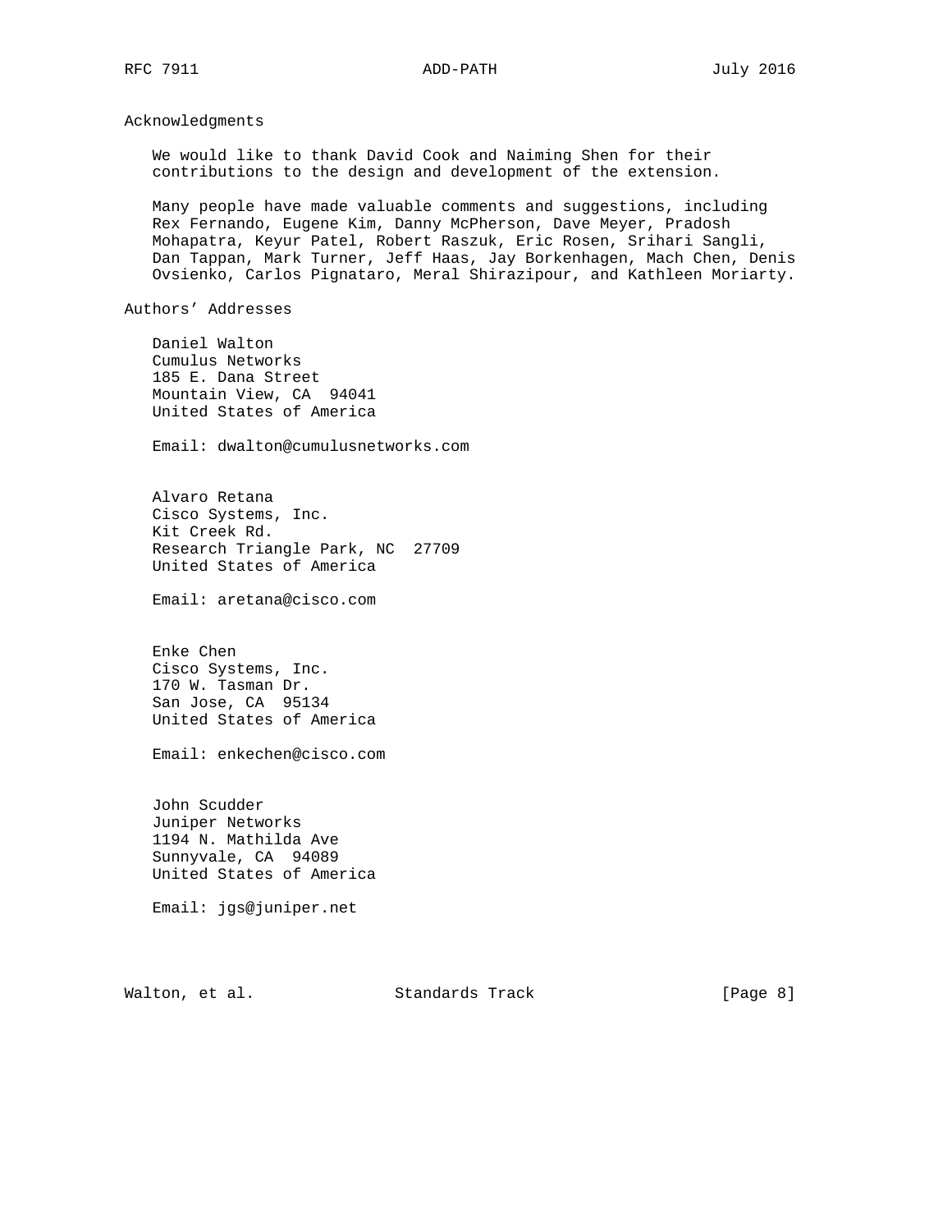## Acknowledgments

We would like to thank David Cook and Naiming Shen for their contributions to the design and development of the extension.

Many people have made valuable comments and suggestions, including Rex Fernando, Eugene Kim, Danny McPherson, Dave Meyer, Pradosh Mohapatra, Keyur Patel, Robert Raszuk, Eric Rosen, Srihari Sangli, Dan Tappan, Mark Turner, Jeff Haas, Jay Borkenhagen, Mach Chen, Denis Ovsienko, Carlos Pignataro, Meral Shirazipour, and Kathleen Moriarty.

## Authors' Addresses

Daniel Walton
Cumulus Networks
185 E. Dana Street
Mountain View, CA 94041
United States of America

Email: dwalton@cumulusnetworks.com

Alvaro Retana
Cisco Systems, Inc.
Kit Creek Rd.
Research Triangle Park, NC 27709
United States of America

Email: aretana@cisco.com

Enke Chen
Cisco Systems, Inc.
170 W. Tasman Dr.
San Jose, CA 95134
United States of America

Email: enkechen@cisco.com

John Scudder
Juniper Networks
1194 N. Mathilda Ave
Sunnyvale, CA 94089
United States of America

Email: jgs@juniper.net